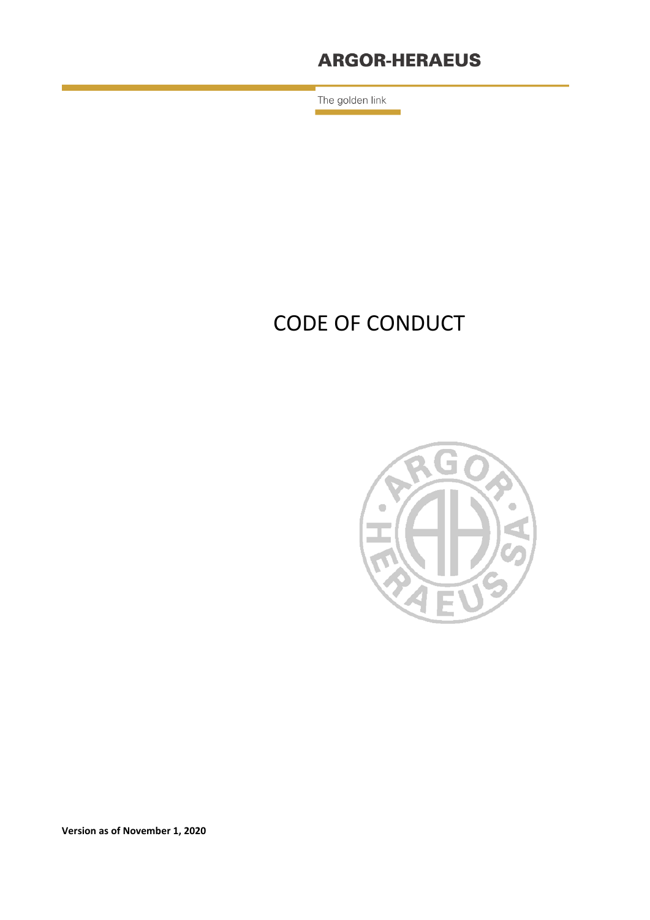**ARGOR-HERAEUS**

The golden link

# CODE OF CONDUCT

**Version as of November 1, 2020**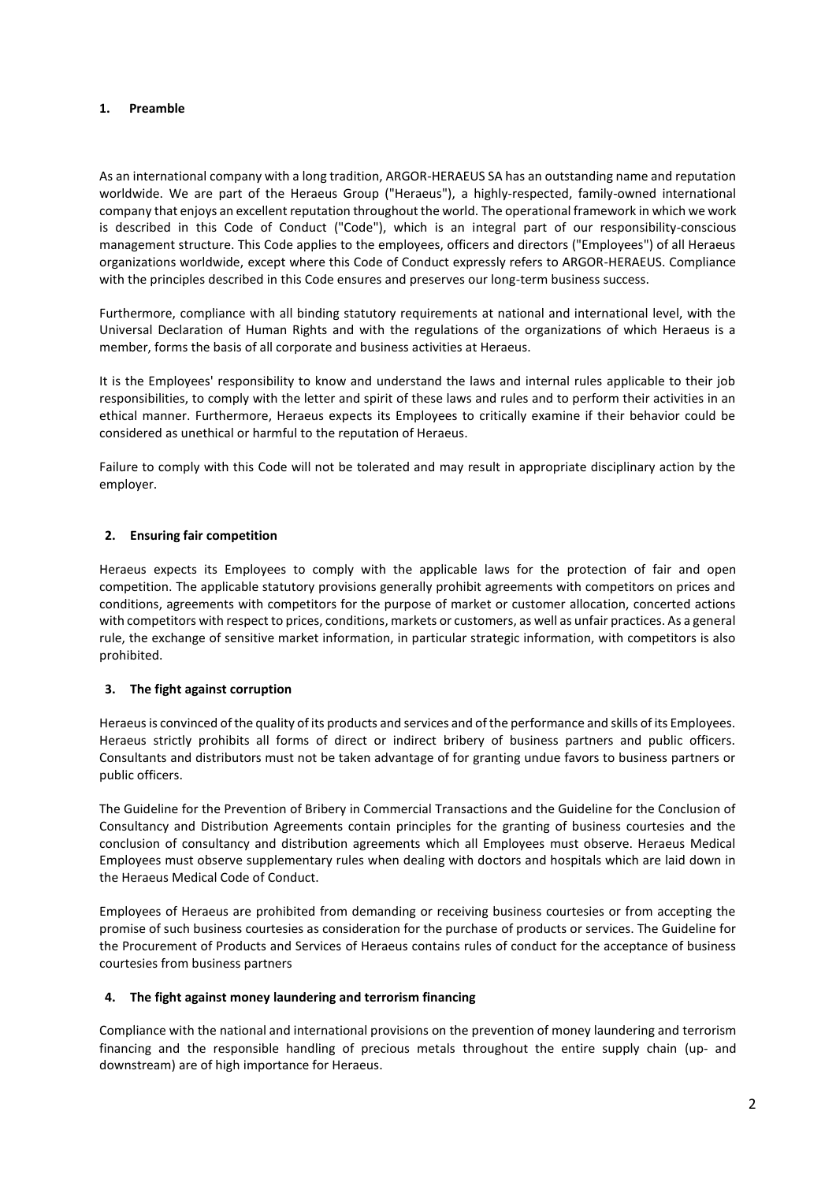## 1. Preamble

As an international company with a long tradition, ARGOR-HERAEUS SA has an outstanding name and reputation worldwide. We are part of the Heraeus Group ("Heraeus"), a highly-respected, family-owned international company that enjoys an excellent reputation throughout the world. The operational framework in which we work is described in this Code of Conduct ("Code"), which is an integral part of our responsibility-conscious management structure. This Code applies to the employees, officers and directors ("Employees") of all Heraeus organizations worldwide, except where this Code of Conduct expressly refers to ARGOR-HERAEUS. Compliance with the principles described in this Code ensures and preserves our long-term business success.

Furthermore, compliance with all binding statutory requirements at national and international level, with the Universal Declaration of Human Rights and with the regulations of the organizations of which Heraeus is a member, forms the basis of all corporate and business activities at Heraeus.

It is the Employees' responsibility to know and understand the laws and internal rules applicable to their job responsibilities, to comply with the letter and spirit of these laws and rules and to perform their activities in an ethical manner. Furthermore, Heraeus expects its Employees to critically examine if their behavior could be considered as unethical or harmful to the reputation of Heraeus.

Failure to comply with this Code will not be tolerated and may result in appropriate disciplinary action by the employer.

## 2. Ensuring fair competition

Heraeus expects its Employees to comply with the applicable laws for the protection of fair and open competition. The applicable statutory provisions generally prohibit agreements with competitors on prices and conditions, agreements with competitors for the purpose of market or customer allocation, concerted actions with competitors with respect to prices, conditions, markets or customers, as well as unfair practices. As a general rule, the exchange of sensitive market information, in particular strategic information, with competitors is also prohibited.

## 3. The fight against corruption

Heraeus is convinced of the quality of its products and services and of the performance and skills of its Employees. Heraeus strictly prohibits all forms of direct or indirect bribery of business partners and public officers. Consultants and distributors must not be taken advantage of for granting undue favors to business partners or public officers.

The Guideline for the Prevention of Bribery in Commercial Transactions and the Guideline for the Conclusion of Consultancy and Distribution Agreements contain principles for the granting of business courtesies and the conclusion of consultancy and distribution agreements which all Employees must observe. Heraeus Medical Employees must observe supplementary rules when dealing with doctors and hospitals which are laid down in the Heraeus Medical Code of Conduct.

Employees of Heraeus are prohibited from demanding or receiving business courtesies or from accepting the promise of such business courtesies as consideration for the purchase of products or services. The Guideline for the Procurement of Products and Services of Heraeus contains rules of conduct for the acceptance of business courtesies from business partners

## 4. The fight against money laundering and terrorism financing

Compliance with the national and international provisions on the prevention of money laundering and terrorism financing and the responsible handling of precious metals throughout the entire supply chain (up- and downstream) are of high importance for Heraeus.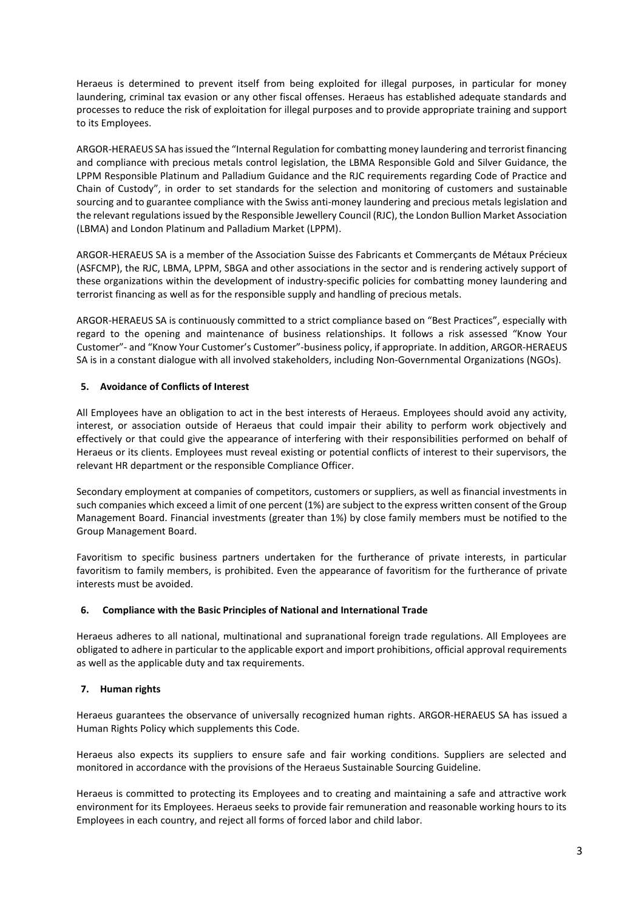Heraeus is determined to prevent itself from being exploited for illegal purposes, in particular for money laundering, criminal tax evasion or any other fiscal offenses. Heraeus has established adequate standards and processes to reduce the risk of exploitation for illegal purposes and to provide appropriate training and support to its Employees.

ARGOR-HERAEUS SA has issued the "Internal Regulation for combatting money laundering and terrorist financing and compliance with precious metals control legislation, the LBMA Responsible Gold and Silver Guidance, the LPPM Responsible Platinum and Palladium Guidance and the RJC requirements regarding Code of Practice and Chain of Custody", in order to set standards for the selection and monitoring of customers and sustainable sourcing and to guarantee compliance with the Swiss anti-money laundering and precious metals legislation and the relevant regulations issued by the Responsible Jewellery Council (RJC), the London Bullion Market Association (LBMA) and London Platinum and Palladium Market (LPPM).

ARGOR-HERAEUS SA is a member of the Association Suisse des Fabricants et Commerçants de Métaux Précieux (ASFCMP), the RJC, LBMA, LPPM, SBGA and other associations in the sector and is rendering actively support of these organizations within the development of industry-specific policies for combatting money laundering and terrorist financing as well as for the responsible supply and handling of precious metals.

ARGOR-HERAEUS SA is continuously committed to a strict compliance based on "Best Practices", especially with regard to the opening and maintenance of business relationships. It follows a risk assessed "Know Your Customer"- and "Know Your Customer's Customer"-business policy, if appropriate. In addition, ARGOR-HERAEUS SA is in a constant dialogue with all involved stakeholders, including Non-Governmental Organizations (NGOs).

## 5. Avoidance of Conflicts of Interest

All Employees have an obligation to act in the best interests of Heraeus. Employees should avoid any activity, interest, or association outside of Heraeus that could impair their ability to perform work objectively and effectively or that could give the appearance of interfering with their responsibilities performed on behalf of Heraeus or its clients. Employees must reveal existing or potential conflicts of interest to their supervisors, the relevant HR department or the responsible Compliance Officer.

Secondary employment at companies of competitors, customers or suppliers, as well as financial investments in such companies which exceed a limit of one percent (1%) are subject to the express written consent of the Group Management Board. Financial investments (greater than 1%) by close family members must be notified to the Group Management Board.

Favoritism to specific business partners undertaken for the furtherance of private interests, in particular favoritism to family members, is prohibited. Even the appearance of favoritism for the furtherance of private interests must be avoided.

## 6. Compliance with the Basic Principles of National and International Trade

Heraeus adheres to all national, multinational and supranational foreign trade regulations. All Employees are obligated to adhere in particular to the applicable export and import prohibitions, official approval requirements as well as the applicable duty and tax requirements.

## 7. Human rights

Heraeus guarantees the observance of universally recognized human rights. ARGOR-HERAEUS SA has issued a Human Rights Policy which supplements this Code.

Heraeus also expects its suppliers to ensure safe and fair working conditions. Suppliers are selected and monitored in accordance with the provisions of the Heraeus Sustainable Sourcing Guideline.

Heraeus is committed to protecting its Employees and to creating and maintaining a safe and attractive work environment for its Employees. Heraeus seeks to provide fair remuneration and reasonable working hours to its Employees in each country, and reject all forms of forced labor and child labor.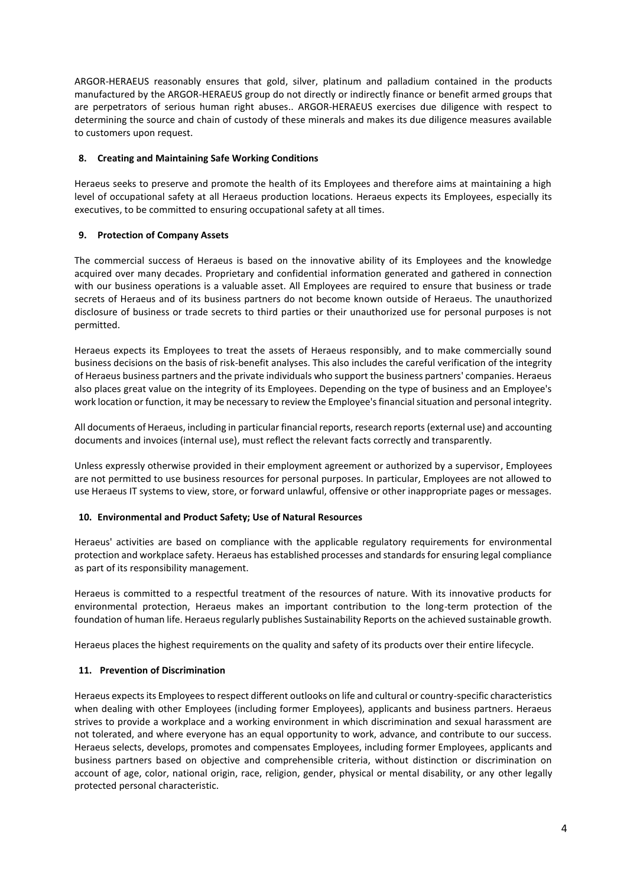ARGOR-HERAEUS reasonably ensures that gold, silver, platinum and palladium contained in the products manufactured by the ARGOR-HERAEUS group do not directly or indirectly finance or benefit armed groups that are perpetrators of serious human right abuses.. ARGOR-HERAEUS exercises due diligence with respect to determining the source and chain of custody of these minerals and makes its due diligence measures available to customers upon request.

## 8. Creating and Maintaining Safe Working Conditions

Heraeus seeks to preserve and promote the health of its Employees and therefore aims at maintaining a high level of occupational safety at all Heraeus production locations. Heraeus expects its Employees, especially its executives, to be committed to ensuring occupational safety at all times.

## 9. Protection of Company Assets

The commercial success of Heraeus is based on the innovative ability of its Employees and the knowledge acquired over many decades. Proprietary and confidential information generated and gathered in connection with our business operations is a valuable asset. All Employees are required to ensure that business or trade secrets of Heraeus and of its business partners do not become known outside of Heraeus. The unauthorized disclosure of business or trade secrets to third parties or their unauthorized use for personal purposes is not permitted.

Heraeus expects its Employees to treat the assets of Heraeus responsibly, and to make commercially sound business decisions on the basis of risk-benefit analyses. This also includes the careful verification of the integrity of Heraeus business partners and the private individuals who support the business partners' companies. Heraeus also places great value on the integrity of its Employees. Depending on the type of business and an Employee's work location or function, it may be necessary to review the Employee's financial situation and personal integrity.

All documents of Heraeus, including in particular financial reports, research reports (external use) and accounting documents and invoices (internal use), must reflect the relevant facts correctly and transparently.

Unless expressly otherwise provided in their employment agreement or authorized by a supervisor, Employees are not permitted to use business resources for personal purposes. In particular, Employees are not allowed to use Heraeus IT systems to view, store, or forward unlawful, offensive or other inappropriate pages or messages.

## 10. Environmental and Product Safety; Use of Natural Resources

Heraeus' activities are based on compliance with the applicable regulatory requirements for environmental protection and workplace safety. Heraeus has established processes and standards for ensuring legal compliance as part of its responsibility management.

Heraeus is committed to a respectful treatment of the resources of nature. With its innovative products for environmental protection, Heraeus makes an important contribution to the long-term protection of the foundation of human life. Heraeus regularly publishes Sustainability Reports on the achieved sustainable growth.

Heraeus places the highest requirements on the quality and safety of its products over their entire lifecycle.

## 11. Prevention of Discrimination

Heraeus expects its Employees to respect different outlooks on life and cultural or country-specific characteristics when dealing with other Employees (including former Employees), applicants and business partners. Heraeus strives to provide a workplace and a working environment in which discrimination and sexual harassment are not tolerated, and where everyone has an equal opportunity to work, advance, and contribute to our success. Heraeus selects, develops, promotes and compensates Employees, including former Employees, applicants and business partners based on objective and comprehensible criteria, without distinction or discrimination on account of age, color, national origin, race, religion, gender, physical or mental disability, or any other legally protected personal characteristic.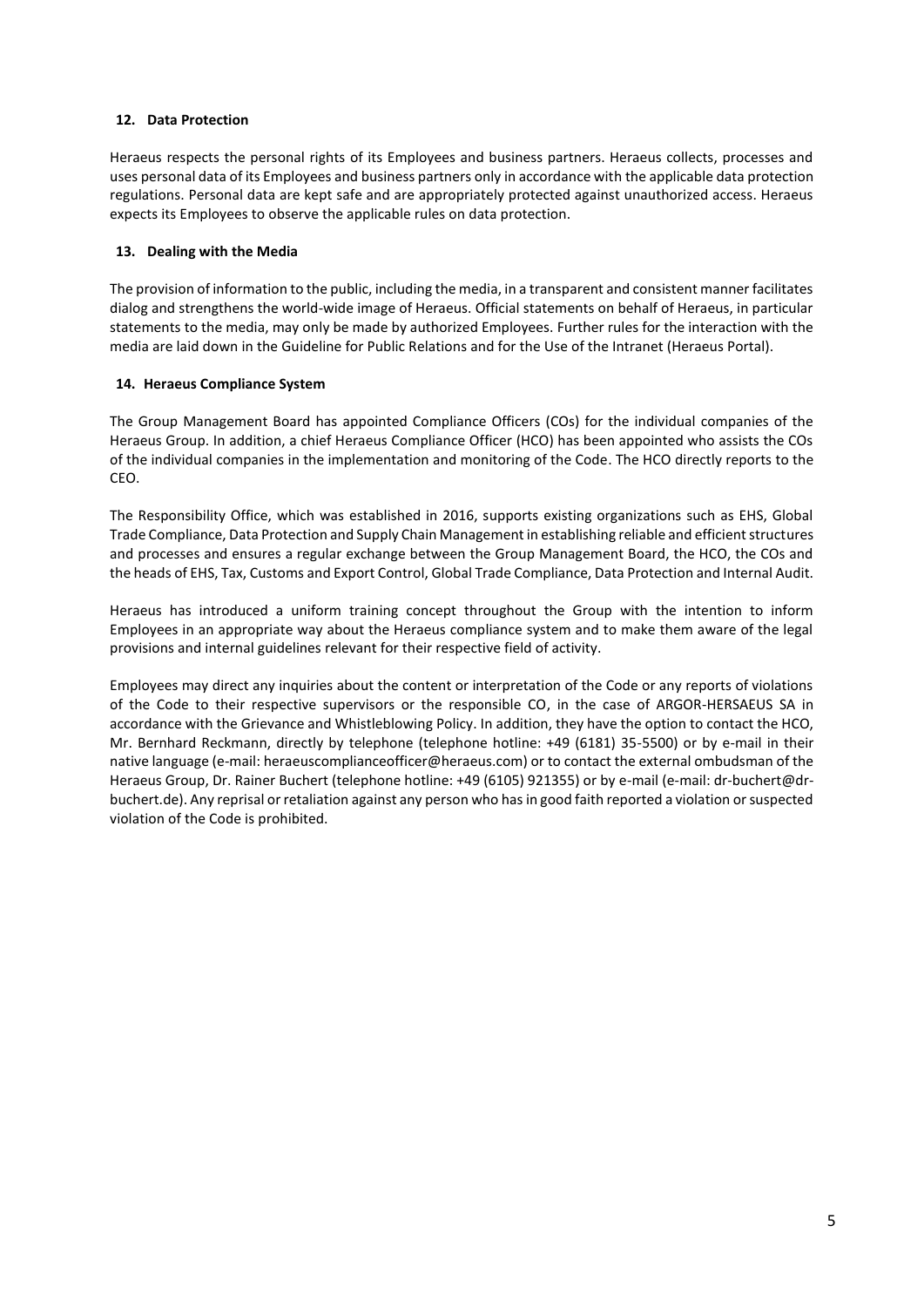## 12. Data Protection

Heraeus respects the personal rights of its Employees and business partners. Heraeus collects, processes and uses personal data of its Employees and business partners only in accordance with the applicable data protection regulations. Personal data are kept safe and are appropriately protected against unauthorized access. Heraeus expects its Employees to observe the applicable rules on data protection.

## 13. Dealing with the Media

The provision of information to the public, including the media, in a transparent and consistent manner facilitates dialog and strengthens the world-wide image of Heraeus. Official statements on behalf of Heraeus, in particular statements to the media, may only be made by authorized Employees. Further rules for the interaction with the media are laid down in the Guideline for Public Relations and for the Use of the Intranet (Heraeus Portal).

## 14. Heraeus Compliance System

The Group Management Board has appointed Compliance Officers (COs) for the individual companies of the Heraeus Group. In addition, a chief Heraeus Compliance Officer (HCO) has been appointed who assists the COs of the individual companies in the implementation and monitoring of the Code. The HCO directly reports to the CEO.

The Responsibility Office, which was established in 2016, supports existing organizations such as EHS, Global Trade Compliance, Data Protection and Supply Chain Management in establishing reliable and efficient structures and processes and ensures a regular exchange between the Group Management Board, the HCO, the COs and the heads of EHS, Tax, Customs and Export Control, Global Trade Compliance, Data Protection and Internal Audit.

Heraeus has introduced a uniform training concept throughout the Group with the intention to inform Employees in an appropriate way about the Heraeus compliance system and to make them aware of the legal provisions and internal guidelines relevant for their respective field of activity.

Employees may direct any inquiries about the content or interpretation of the Code or any reports of violations of the Code to their respective supervisors or the responsible CO, in the case of ARGOR-HERSAEUS SA in accordance with the Grievance and Whistleblowing Policy. In addition, they have the option to contact the HCO, Mr. Bernhard Reckmann, directly by telephone (telephone hotline: +49 (6181) 35-5500) or by e-mail in their native language (e-mail: heraeuscomplianceofficer@heraeus.com) or to contact the external ombudsman of the Heraeus Group, Dr. Rainer Buchert (telephone hotline: +49 (6105) 921355) or by e-mail (e-mail: dr-buchert@dr-buchert.de). Any reprisal or retaliation against any person who has in good faith reported a violation or suspected violation of the Code is prohibited.